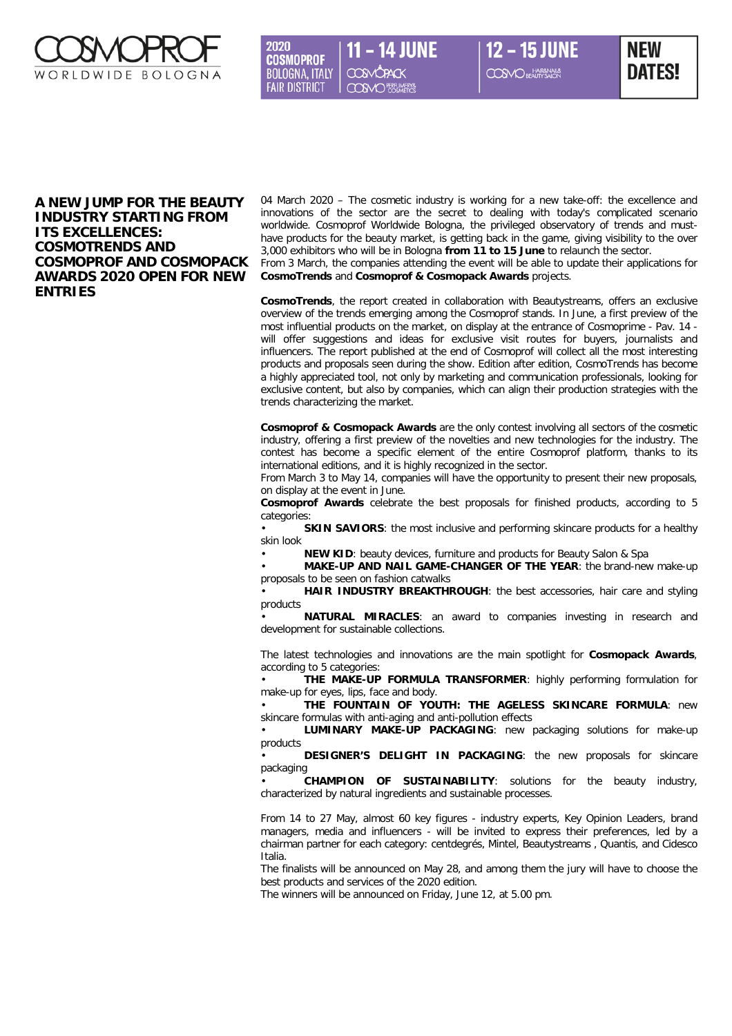# A NEW JUMP FOR THE BEAUTY INDUSTRY STARTING FROM ITS EXCELLENCES: COSMOTRENDS AND COSMOPROF AND COSMOPACK AWARDS 2020 OPEN FOR NEW ENTRIES

04 March 2020 – The cosmetic industry is working for a new take-off: the excellence and innovations of the sector are the secret to dealing with today's complicated scenario worldwide. Cosmoprof Worldwide Bologna, the privileged observatory of trends and must-have products for the beauty market, is getting back in the game, giving visibility to the over 3,000 exhibitors who will be in Bologna **from 11 to 15 June** to relaunch the sector.
From 3 March, the companies attending the event will be able to update their applications for **CosmoTrends** and **Cosmoprof & Cosmopack Awards** projects.

**CosmoTrends**, the report created in collaboration with Beautystreams, offers an exclusive overview of the trends emerging among the Cosmoprof stands. In June, a first preview of the most influential products on the market, on display at the entrance of Cosmoprime - Pav. 14 - will offer suggestions and ideas for exclusive visit routes for buyers, journalists and influencers. The report published at the end of Cosmoprof will collect all the most interesting products and proposals seen during the show. Edition after edition, CosmoTrends has become a highly appreciated tool, not only by marketing and communication professionals, looking for exclusive content, but also by companies, which can align their production strategies with the trends characterizing the market.

**Cosmoprof & Cosmopack Awards** are the only contest involving all sectors of the cosmetic industry, offering a first preview of the novelties and new technologies for the industry. The contest has become a specific element of the entire Cosmoprof platform, thanks to its international editions, and it is highly recognized in the sector.
From March 3 to May 14, companies will have the opportunity to present their new proposals, on display at the event in June.
**Cosmoprof Awards** celebrate the best proposals for finished products, according to 5 categories:

- **SKIN SAVIORS**: the most inclusive and performing skincare products for a healthy skin look
- **NEW KID**: beauty devices, furniture and products for Beauty Salon & Spa
- **MAKE-UP AND NAIL GAME-CHANGER OF THE YEAR**: the brand-new make-up proposals to be seen on fashion catwalks
- **HAIR INDUSTRY BREAKTHROUGH**: the best accessories, hair care and styling products
- **NATURAL MIRACLES**: an award to companies investing in research and development for sustainable collections.

The latest technologies and innovations are the main spotlight for **Cosmopack Awards**, according to 5 categories:

- **THE MAKE-UP FORMULA TRANSFORMER**: highly performing formulation for make-up for eyes, lips, face and body.
- **THE FOUNTAIN OF YOUTH: THE AGELESS SKINCARE FORMULA**: new skincare formulas with anti-aging and anti-pollution effects
- **LUMINARY MAKE-UP PACKAGING**: new packaging solutions for make-up products
- **DESIGNER'S DELIGHT IN PACKAGING**: the new proposals for skincare packaging
- **CHAMPION OF SUSTAINABILITY**: solutions for the beauty industry, characterized by natural ingredients and sustainable processes.

From 14 to 27 May, almost 60 key figures - industry experts, Key Opinion Leaders, brand managers, media and influencers - will be invited to express their preferences, led by a chairman partner for each category: centdegrés, Mintel, Beautystreams , Quantis, and Cidesco Italia.
The finalists will be announced on May 28, and among them the jury will have to choose the best products and services of the 2020 edition.
The winners will be announced on Friday, June 12, at 5.00 pm.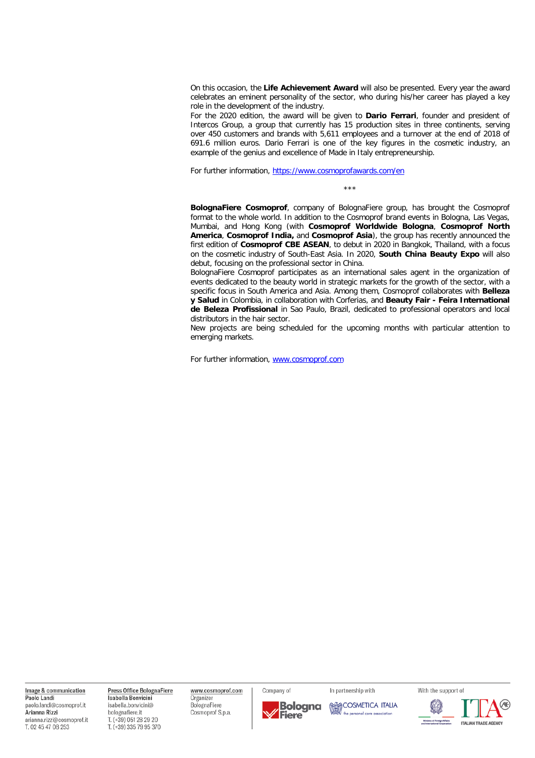On this occasion, the **Life Achievement Award** will also be presented. Every year the award celebrates an eminent personality of the sector, who during his/her career has played a key role in the development of the industry.
For the 2020 edition, the award will be given to **Dario Ferrari**, founder and president of Intercos Group, a group that currently has 15 production sites in three continents, serving over 450 customers and brands with 5,611 employees and a turnover at the end of 2018 of 691.6 million euros. Dario Ferrari is one of the key figures in the cosmetic industry, an example of the genius and excellence of Made in Italy entrepreneurship.

For further information, https://www.cosmoprofawards.com/en

\*\*\*

**BolognaFiere Cosmoprof**, company of BolognaFiere group, has brought the Cosmoprof format to the whole world. In addition to the Cosmoprof brand events in Bologna, Las Vegas, Mumbai, and Hong Kong (with **Cosmoprof Worldwide Bologna**, **Cosmoprof North America**, **Cosmoprof India,** and **Cosmoprof Asia**), the group has recently announced the first edition of **Cosmoprof CBE ASEAN**, to debut in 2020 in Bangkok, Thailand, with a focus on the cosmetic industry of South-East Asia. In 2020, **South China Beauty Expo** will also debut, focusing on the professional sector in China.
BolognaFiere Cosmoprof participates as an international sales agent in the organization of events dedicated to the beauty world in strategic markets for the growth of the sector, with a specific focus in South America and Asia. Among them, Cosmoprof collaborates with **Belleza y Salud** in Colombia, in collaboration with Corferias, and **Beauty Fair - Feira International de Beleza Profissional** in Sao Paulo, Brazil, dedicated to professional operators and local distributors in the hair sector.
New projects are being scheduled for the upcoming months with particular attention to emerging markets.

For further information, www.cosmoprof.com

Image & communication
Paolo Landi
paolo.landi@cosmoprof.it
Arianna Rizzi
arianna.rizzi@cosmoprof.it
T. 02 45 47 08 253

Press Office BolognaFiere
Isabella Bonvicini
isabella.bonvicini@bolognafiere.it
T. (+39) 051 28 29 20
T. (+39) 335 79 95 370

www.cosmoprof.com
Organizer
BolognaFiere Cosmoprof S.p.a.

Company of BolognaFiere

In partnership with COSMETICA ITALIA the personal care association

With the support of Ministry of Foreign Affairs and International Cooperation, ITA Italian Trade Agency